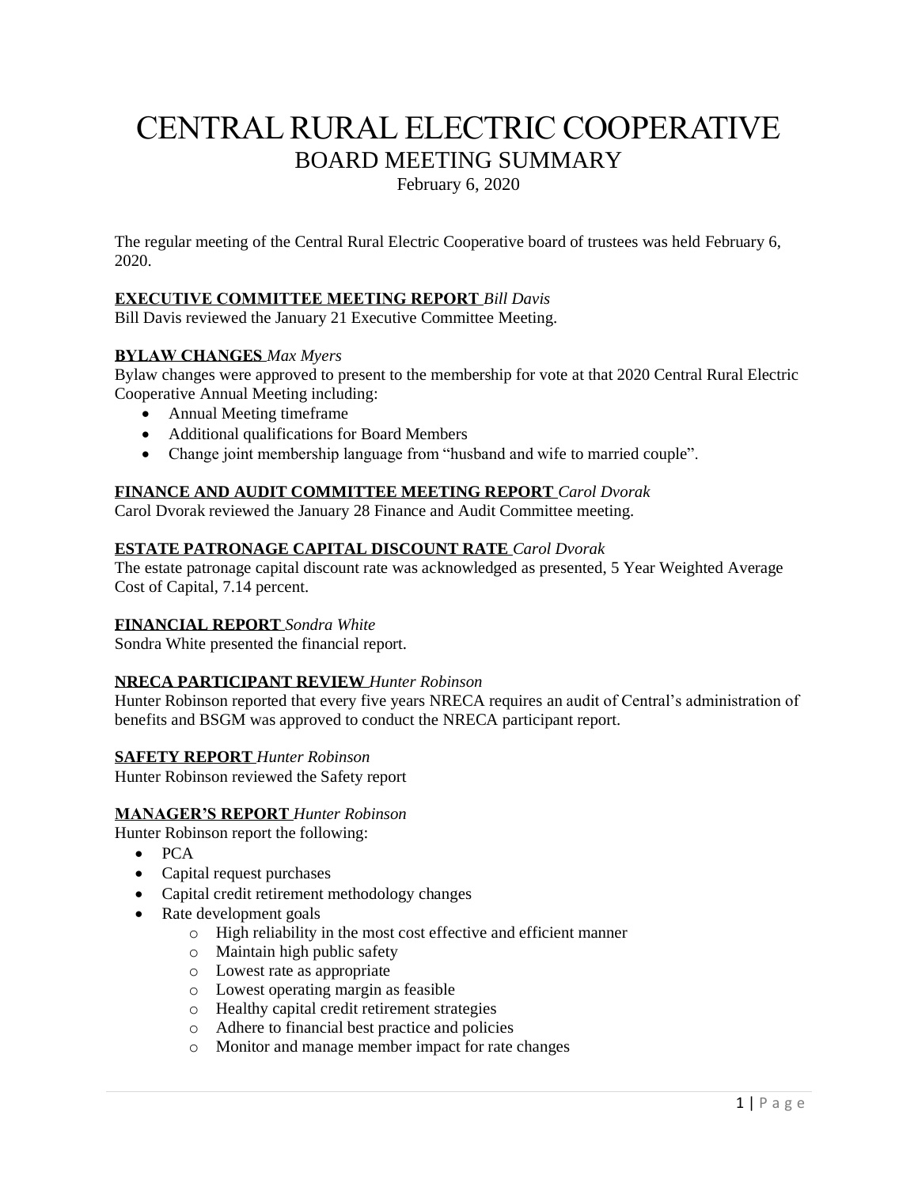# CENTRAL RURAL ELECTRIC COOPERATIVE

## BOARD MEETING SUMMARY

February 6, 2020

The regular meeting of the Central Rural Electric Cooperative board of trustees was held February 6, 2020.

**EXECUTIVE COMMITTEE MEETING REPORT** *Bill Davis*
Bill Davis reviewed the January 21 Executive Committee Meeting.

**BYLAW CHANGES** *Max Myers*
Bylaw changes were approved to present to the membership for vote at that 2020 Central Rural Electric Cooperative Annual Meeting including:

- Annual Meeting timeframe
- Additional qualifications for Board Members
- Change joint membership language from "husband and wife to married couple".

**FINANCE AND AUDIT COMMITTEE MEETING REPORT** *Carol Dvorak*
Carol Dvorak reviewed the January 28 Finance and Audit Committee meeting.

**ESTATE PATRONAGE CAPITAL DISCOUNT RATE** *Carol Dvorak*
The estate patronage capital discount rate was acknowledged as presented, 5 Year Weighted Average Cost of Capital, 7.14 percent.

**FINANCIAL REPORT** *Sondra White*
Sondra White presented the financial report.

**NRECA PARTICIPANT REVIEW** *Hunter Robinson*
Hunter Robinson reported that every five years NRECA requires an audit of Central's administration of benefits and BSGM was approved to conduct the NRECA participant report.

**SAFETY REPORT** *Hunter Robinson*
Hunter Robinson reviewed the Safety report

**MANAGER'S REPORT** *Hunter Robinson*
Hunter Robinson report the following:

- PCA
- Capital request purchases
- Capital credit retirement methodology changes
- Rate development goals
  - High reliability in the most cost effective and efficient manner
  - Maintain high public safety
  - Lowest rate as appropriate
  - Lowest operating margin as feasible
  - Healthy capital credit retirement strategies
  - Adhere to financial best practice and policies
  - Monitor and manage member impact for rate changes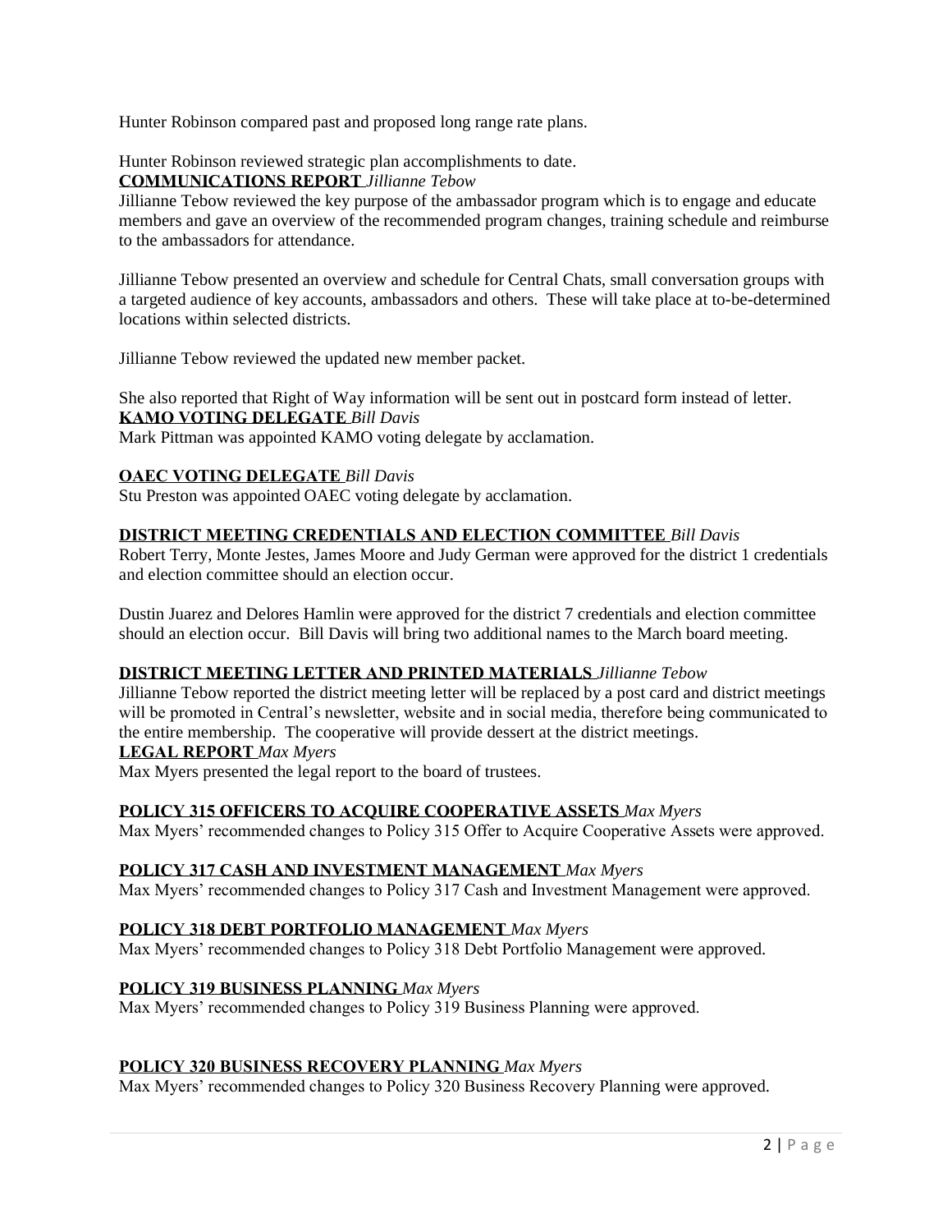Hunter Robinson compared past and proposed long range rate plans.

Hunter Robinson reviewed strategic plan accomplishments to date.

**COMMUNICATIONS REPORT** *Jillianne Tebow*

Jillianne Tebow reviewed the key purpose of the ambassador program which is to engage and educate members and gave an overview of the recommended program changes, training schedule and reimburse to the ambassadors for attendance.

Jillianne Tebow presented an overview and schedule for Central Chats, small conversation groups with a targeted audience of key accounts, ambassadors and others. These will take place at to-be-determined locations within selected districts.

Jillianne Tebow reviewed the updated new member packet.

She also reported that Right of Way information will be sent out in postcard form instead of letter.

**KAMO VOTING DELEGATE** *Bill Davis*

Mark Pittman was appointed KAMO voting delegate by acclamation.

**OAEC VOTING DELEGATE** *Bill Davis*

Stu Preston was appointed OAEC voting delegate by acclamation.

**DISTRICT MEETING CREDENTIALS AND ELECTION COMMITTEE** *Bill Davis*

Robert Terry, Monte Jestes, James Moore and Judy German were approved for the district 1 credentials and election committee should an election occur.

Dustin Juarez and Delores Hamlin were approved for the district 7 credentials and election committee should an election occur. Bill Davis will bring two additional names to the March board meeting.

**DISTRICT MEETING LETTER AND PRINTED MATERIALS** *Jillianne Tebow*

Jillianne Tebow reported the district meeting letter will be replaced by a post card and district meetings will be promoted in Central's newsletter, website and in social media, therefore being communicated to the entire membership. The cooperative will provide dessert at the district meetings.

**LEGAL REPORT** *Max Myers*

Max Myers presented the legal report to the board of trustees.

**POLICY 315 OFFICERS TO ACQUIRE COOPERATIVE ASSETS** *Max Myers*

Max Myers' recommended changes to Policy 315 Offer to Acquire Cooperative Assets were approved.

**POLICY 317 CASH AND INVESTMENT MANAGEMENT** *Max Myers*

Max Myers' recommended changes to Policy 317 Cash and Investment Management were approved.

**POLICY 318 DEBT PORTFOLIO MANAGEMENT** *Max Myers*

Max Myers' recommended changes to Policy 318 Debt Portfolio Management were approved.

**POLICY 319 BUSINESS PLANNING** *Max Myers*

Max Myers' recommended changes to Policy 319 Business Planning were approved.

**POLICY 320 BUSINESS RECOVERY PLANNING** *Max Myers*

Max Myers' recommended changes to Policy 320 Business Recovery Planning were approved.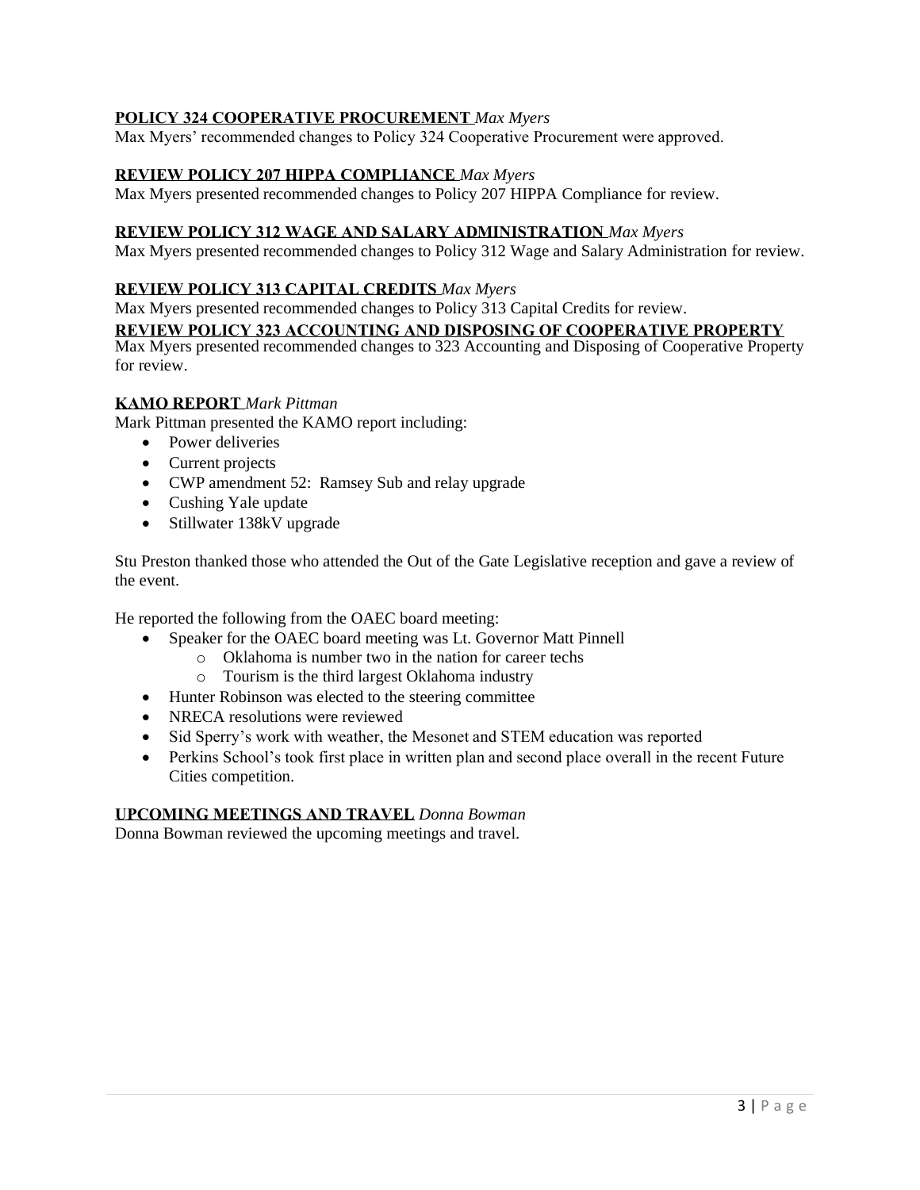**POLICY 324 COOPERATIVE PROCUREMENT** *Max Myers*

Max Myers' recommended changes to Policy 324 Cooperative Procurement were approved.

**REVIEW POLICY 207 HIPPA COMPLIANCE** *Max Myers*

Max Myers presented recommended changes to Policy 207 HIPPA Compliance for review.

**REVIEW POLICY 312 WAGE AND SALARY ADMINISTRATION** *Max Myers*

Max Myers presented recommended changes to Policy 312 Wage and Salary Administration for review.

**REVIEW POLICY 313 CAPITAL CREDITS** *Max Myers*

Max Myers presented recommended changes to Policy 313 Capital Credits for review.

**REVIEW POLICY 323 ACCOUNTING AND DISPOSING OF COOPERATIVE PROPERTY**

Max Myers presented recommended changes to 323 Accounting and Disposing of Cooperative Property for review.

**KAMO REPORT** *Mark Pittman*

Mark Pittman presented the KAMO report including:

- Power deliveries
- Current projects
- CWP amendment 52: Ramsey Sub and relay upgrade
- Cushing Yale update
- Stillwater 138kV upgrade

Stu Preston thanked those who attended the Out of the Gate Legislative reception and gave a review of the event.

He reported the following from the OAEC board meeting:

- Speaker for the OAEC board meeting was Lt. Governor Matt Pinnell
  - Oklahoma is number two in the nation for career techs
  - Tourism is the third largest Oklahoma industry
- Hunter Robinson was elected to the steering committee
- NRECA resolutions were reviewed
- Sid Sperry's work with weather, the Mesonet and STEM education was reported
- Perkins School's took first place in written plan and second place overall in the recent Future Cities competition.

**UPCOMING MEETINGS AND TRAVEL** *Donna Bowman*

Donna Bowman reviewed the upcoming meetings and travel.